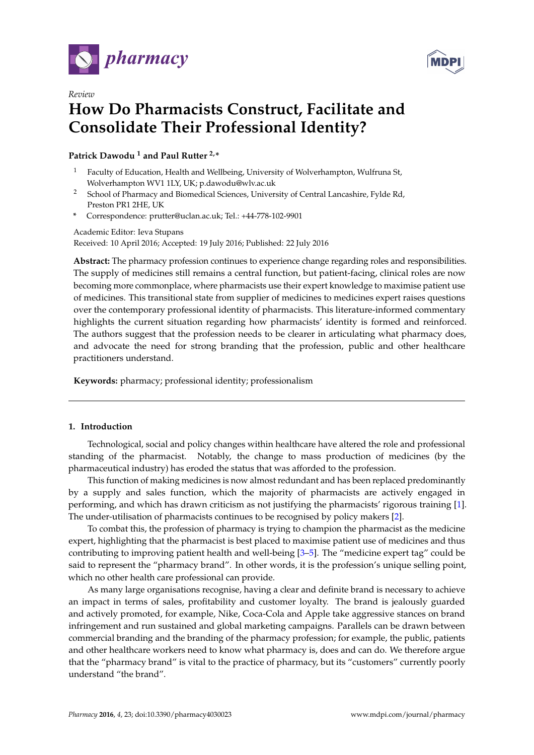*Review*

# How Do Pharmacists Construct, Facilitate and Consolidate Their Professional Identity?

**Patrick Dawodu [1] and Paul Rutter [2,*]**

[1] Faculty of Education, Health and Wellbeing, University of Wolverhampton, Wulfruna St, Wolverhampton WV1 1LY, UK; p.dawodu@wlv.ac.uk

[2] School of Pharmacy and Biomedical Sciences, University of Central Lancashire, Fylde Rd, Preston PR1 2HE, UK

\* Correspondence: prutter@uclan.ac.uk; Tel.: +44-778-102-9901

Academic Editor: Ieva Stupans

Received: 10 April 2016; Accepted: 19 July 2016; Published: 22 July 2016

**Abstract:** The pharmacy profession continues to experience change regarding roles and responsibilities. The supply of medicines still remains a central function, but patient-facing, clinical roles are now becoming more commonplace, where pharmacists use their expert knowledge to maximise patient use of medicines. This transitional state from supplier of medicines to medicines expert raises questions over the contemporary professional identity of pharmacists. This literature-informed commentary highlights the current situation regarding how pharmacists' identity is formed and reinforced. The authors suggest that the profession needs to be clearer in articulating what pharmacy does, and advocate the need for strong branding that the profession, public and other healthcare practitioners understand.

**Keywords:** pharmacy; professional identity; professionalism

## 1. Introduction

Technological, social and policy changes within healthcare have altered the role and professional standing of the pharmacist. Notably, the change to mass production of medicines (by the pharmaceutical industry) has eroded the status that was afforded to the profession.

This function of making medicines is now almost redundant and has been replaced predominantly by a supply and sales function, which the majority of pharmacists are actively engaged in performing, and which has drawn criticism as not justifying the pharmacists' rigorous training [1]. The under-utilisation of pharmacists continues to be recognised by policy makers [2].

To combat this, the profession of pharmacy is trying to champion the pharmacist as the medicine expert, highlighting that the pharmacist is best placed to maximise patient use of medicines and thus contributing to improving patient health and well-being [3–5]. The "medicine expert tag" could be said to represent the "pharmacy brand". In other words, it is the profession's unique selling point, which no other health care professional can provide.

As many large organisations recognise, having a clear and definite brand is necessary to achieve an impact in terms of sales, profitability and customer loyalty. The brand is jealously guarded and actively promoted, for example, Nike, Coca-Cola and Apple take aggressive stances on brand infringement and run sustained and global marketing campaigns. Parallels can be drawn between commercial branding and the branding of the pharmacy profession; for example, the public, patients and other healthcare workers need to know what pharmacy is, does and can do. We therefore argue that the "pharmacy brand" is vital to the practice of pharmacy, but its "customers" currently poorly understand "the brand".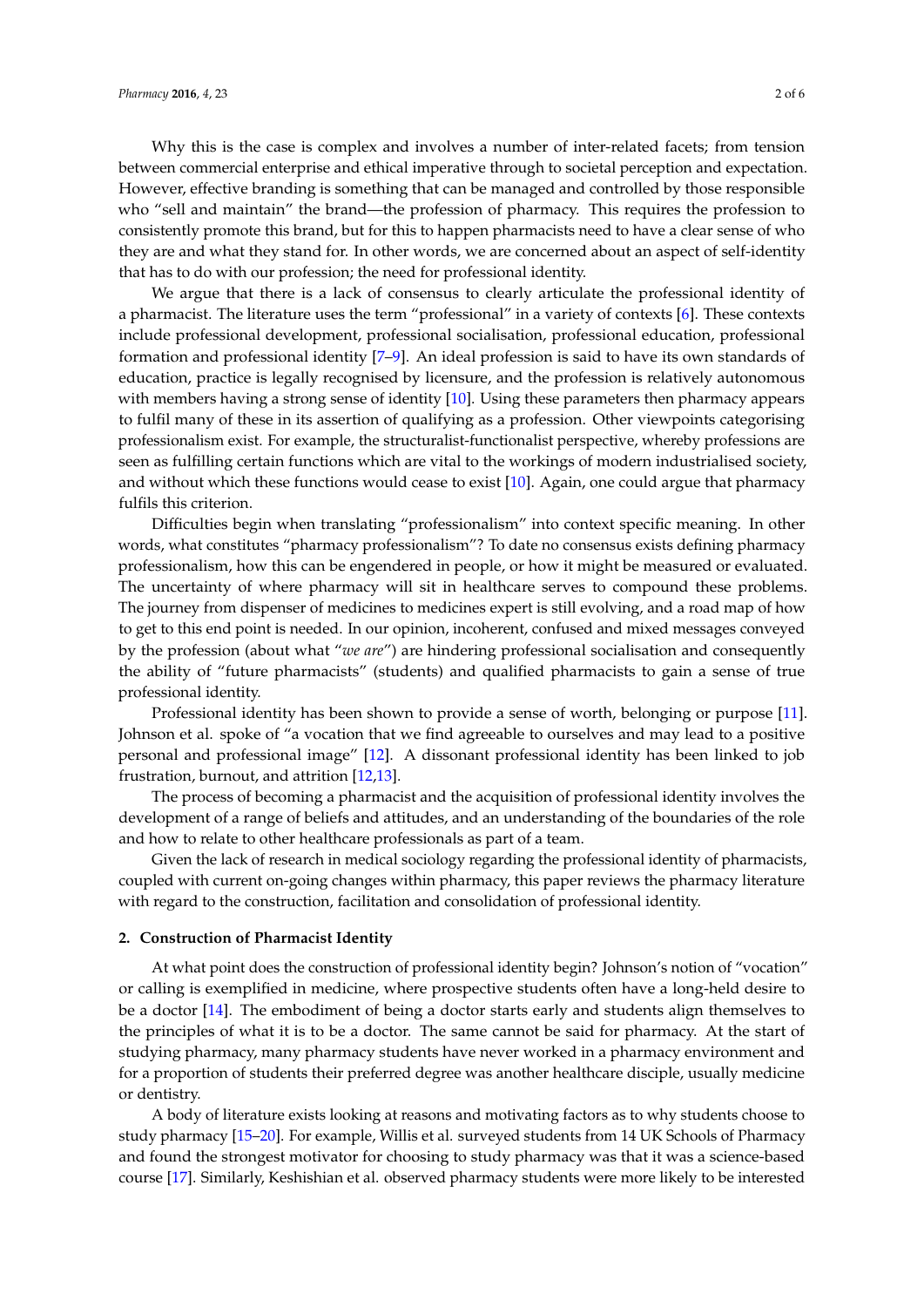Why this is the case is complex and involves a number of inter-related facets; from tension between commercial enterprise and ethical imperative through to societal perception and expectation. However, effective branding is something that can be managed and controlled by those responsible who "sell and maintain" the brand—the profession of pharmacy. This requires the profession to consistently promote this brand, but for this to happen pharmacists need to have a clear sense of who they are and what they stand for. In other words, we are concerned about an aspect of self-identity that has to do with our profession; the need for professional identity.

We argue that there is a lack of consensus to clearly articulate the professional identity of a pharmacist. The literature uses the term "professional" in a variety of contexts [6]. These contexts include professional development, professional socialisation, professional education, professional formation and professional identity [7–9]. An ideal profession is said to have its own standards of education, practice is legally recognised by licensure, and the profession is relatively autonomous with members having a strong sense of identity [10]. Using these parameters then pharmacy appears to fulfil many of these in its assertion of qualifying as a profession. Other viewpoints categorising professionalism exist. For example, the structuralist-functionalist perspective, whereby professions are seen as fulfilling certain functions which are vital to the workings of modern industrialised society, and without which these functions would cease to exist [10]. Again, one could argue that pharmacy fulfils this criterion.

Difficulties begin when translating "professionalism" into context specific meaning. In other words, what constitutes "pharmacy professionalism"? To date no consensus exists defining pharmacy professionalism, how this can be engendered in people, or how it might be measured or evaluated. The uncertainty of where pharmacy will sit in healthcare serves to compound these problems. The journey from dispenser of medicines to medicines expert is still evolving, and a road map of how to get to this end point is needed. In our opinion, incoherent, confused and mixed messages conveyed by the profession (about what "*we are*") are hindering professional socialisation and consequently the ability of "future pharmacists" (students) and qualified pharmacists to gain a sense of true professional identity.

Professional identity has been shown to provide a sense of worth, belonging or purpose [11]. Johnson et al. spoke of "a vocation that we find agreeable to ourselves and may lead to a positive personal and professional image" [12]. A dissonant professional identity has been linked to job frustration, burnout, and attrition [12,13].

The process of becoming a pharmacist and the acquisition of professional identity involves the development of a range of beliefs and attitudes, and an understanding of the boundaries of the role and how to relate to other healthcare professionals as part of a team.

Given the lack of research in medical sociology regarding the professional identity of pharmacists, coupled with current on-going changes within pharmacy, this paper reviews the pharmacy literature with regard to the construction, facilitation and consolidation of professional identity.

## 2. Construction of Pharmacist Identity

At what point does the construction of professional identity begin? Johnson's notion of "vocation" or calling is exemplified in medicine, where prospective students often have a long-held desire to be a doctor [14]. The embodiment of being a doctor starts early and students align themselves to the principles of what it is to be a doctor. The same cannot be said for pharmacy. At the start of studying pharmacy, many pharmacy students have never worked in a pharmacy environment and for a proportion of students their preferred degree was another healthcare disciple, usually medicine or dentistry.

A body of literature exists looking at reasons and motivating factors as to why students choose to study pharmacy [15–20]. For example, Willis et al. surveyed students from 14 UK Schools of Pharmacy and found the strongest motivator for choosing to study pharmacy was that it was a science-based course [17]. Similarly, Keshishian et al. observed pharmacy students were more likely to be interested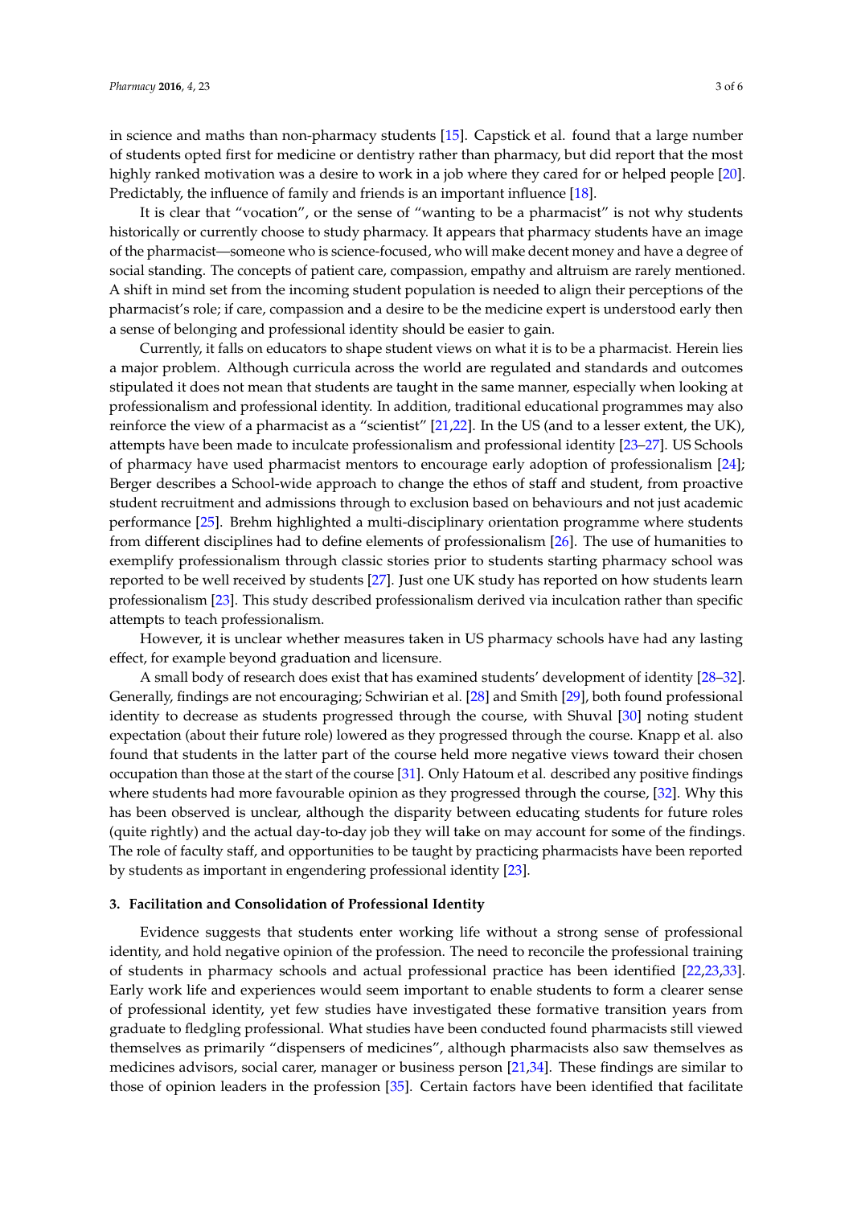in science and maths than non-pharmacy students [15]. Capstick et al. found that a large number of students opted first for medicine or dentistry rather than pharmacy, but did report that the most highly ranked motivation was a desire to work in a job where they cared for or helped people [20]. Predictably, the influence of family and friends is an important influence [18].

It is clear that "vocation", or the sense of "wanting to be a pharmacist" is not why students historically or currently choose to study pharmacy. It appears that pharmacy students have an image of the pharmacist—someone who is science-focused, who will make decent money and have a degree of social standing. The concepts of patient care, compassion, empathy and altruism are rarely mentioned. A shift in mind set from the incoming student population is needed to align their perceptions of the pharmacist's role; if care, compassion and a desire to be the medicine expert is understood early then a sense of belonging and professional identity should be easier to gain.

Currently, it falls on educators to shape student views on what it is to be a pharmacist. Herein lies a major problem. Although curricula across the world are regulated and standards and outcomes stipulated it does not mean that students are taught in the same manner, especially when looking at professionalism and professional identity. In addition, traditional educational programmes may also reinforce the view of a pharmacist as a "scientist" [21,22]. In the US (and to a lesser extent, the UK), attempts have been made to inculcate professionalism and professional identity [23–27]. US Schools of pharmacy have used pharmacist mentors to encourage early adoption of professionalism [24]; Berger describes a School-wide approach to change the ethos of staff and student, from proactive student recruitment and admissions through to exclusion based on behaviours and not just academic performance [25]. Brehm highlighted a multi-disciplinary orientation programme where students from different disciplines had to define elements of professionalism [26]. The use of humanities to exemplify professionalism through classic stories prior to students starting pharmacy school was reported to be well received by students [27]. Just one UK study has reported on how students learn professionalism [23]. This study described professionalism derived via inculcation rather than specific attempts to teach professionalism.

However, it is unclear whether measures taken in US pharmacy schools have had any lasting effect, for example beyond graduation and licensure.

A small body of research does exist that has examined students' development of identity [28–32]. Generally, findings are not encouraging; Schwirian et al. [28] and Smith [29], both found professional identity to decrease as students progressed through the course, with Shuval [30] noting student expectation (about their future role) lowered as they progressed through the course. Knapp et al. also found that students in the latter part of the course held more negative views toward their chosen occupation than those at the start of the course [31]. Only Hatoum et al. described any positive findings where students had more favourable opinion as they progressed through the course, [32]. Why this has been observed is unclear, although the disparity between educating students for future roles (quite rightly) and the actual day-to-day job they will take on may account for some of the findings. The role of faculty staff, and opportunities to be taught by practicing pharmacists have been reported by students as important in engendering professional identity [23].

## 3. Facilitation and Consolidation of Professional Identity

Evidence suggests that students enter working life without a strong sense of professional identity, and hold negative opinion of the profession. The need to reconcile the professional training of students in pharmacy schools and actual professional practice has been identified [22,23,33]. Early work life and experiences would seem important to enable students to form a clearer sense of professional identity, yet few studies have investigated these formative transition years from graduate to fledgling professional. What studies have been conducted found pharmacists still viewed themselves as primarily "dispensers of medicines", although pharmacists also saw themselves as medicines advisors, social carer, manager or business person [21,34]. These findings are similar to those of opinion leaders in the profession [35]. Certain factors have been identified that facilitate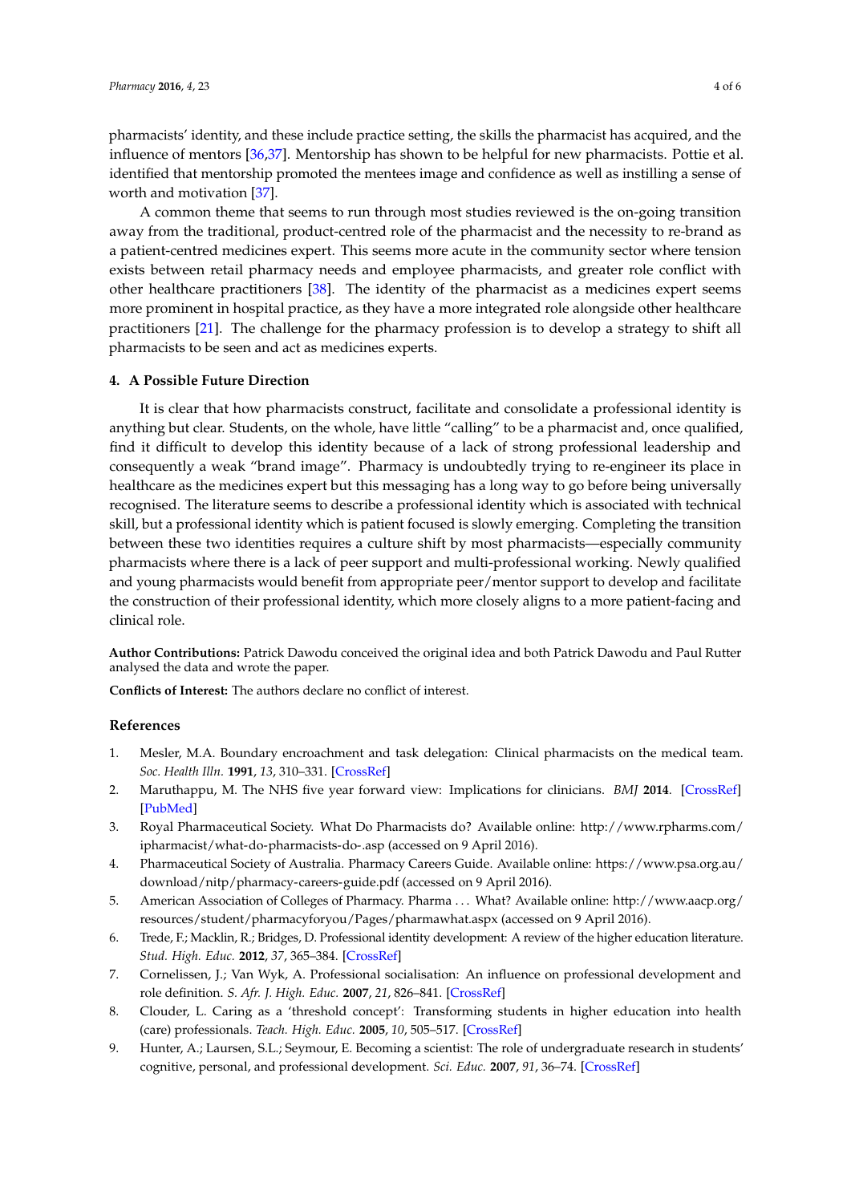pharmacists' identity, and these include practice setting, the skills the pharmacist has acquired, and the influence of mentors [36,37]. Mentorship has shown to be helpful for new pharmacists. Pottie et al. identified that mentorship promoted the mentees image and confidence as well as instilling a sense of worth and motivation [37].

A common theme that seems to run through most studies reviewed is the on-going transition away from the traditional, product-centred role of the pharmacist and the necessity to re-brand as a patient-centred medicines expert. This seems more acute in the community sector where tension exists between retail pharmacy needs and employee pharmacists, and greater role conflict with other healthcare practitioners [38]. The identity of the pharmacist as a medicines expert seems more prominent in hospital practice, as they have a more integrated role alongside other healthcare practitioners [21]. The challenge for the pharmacy profession is to develop a strategy to shift all pharmacists to be seen and act as medicines experts.

## 4. A Possible Future Direction

It is clear that how pharmacists construct, facilitate and consolidate a professional identity is anything but clear. Students, on the whole, have little "calling" to be a pharmacist and, once qualified, find it difficult to develop this identity because of a lack of strong professional leadership and consequently a weak "brand image". Pharmacy is undoubtedly trying to re-engineer its place in healthcare as the medicines expert but this messaging has a long way to go before being universally recognised. The literature seems to describe a professional identity which is associated with technical skill, but a professional identity which is patient focused is slowly emerging. Completing the transition between these two identities requires a culture shift by most pharmacists—especially community pharmacists where there is a lack of peer support and multi-professional working. Newly qualified and young pharmacists would benefit from appropriate peer/mentor support to develop and facilitate the construction of their professional identity, which more closely aligns to a more patient-facing and clinical role.

**Author Contributions:** Patrick Dawodu conceived the original idea and both Patrick Dawodu and Paul Rutter analysed the data and wrote the paper.

**Conflicts of Interest:** The authors declare no conflict of interest.

## References

1. Mesler, M.A. Boundary encroachment and task delegation: Clinical pharmacists on the medical team. *Soc. Health Illn.* **1991**, *13*, 310–331. [CrossRef]
2. Maruthappu, M. The NHS five year forward view: Implications for clinicians. *BMJ* **2014**. [CrossRef] [PubMed]
3. Royal Pharmaceutical Society. What Do Pharmacists do? Available online: http://www.rpharms.com/ipharmacist/what-do-pharmacists-do-.asp (accessed on 9 April 2016).
4. Pharmaceutical Society of Australia. Pharmacy Careers Guide. Available online: https://www.psa.org.au/download/nitp/pharmacy-careers-guide.pdf (accessed on 9 April 2016).
5. American Association of Colleges of Pharmacy. Pharma . . . What? Available online: http://www.aacp.org/resources/student/pharmacyforyou/Pages/pharmawhat.aspx (accessed on 9 April 2016).
6. Trede, F.; Macklin, R.; Bridges, D. Professional identity development: A review of the higher education literature. *Stud. High. Educ.* **2012**, *37*, 365–384. [CrossRef]
7. Cornelissen, J.; Van Wyk, A. Professional socialisation: An influence on professional development and role definition. *S. Afr. J. High. Educ.* **2007**, *21*, 826–841. [CrossRef]
8. Clouder, L. Caring as a 'threshold concept': Transforming students in higher education into health (care) professionals. *Teach. High. Educ.* **2005**, *10*, 505–517. [CrossRef]
9. Hunter, A.; Laursen, S.L.; Seymour, E. Becoming a scientist: The role of undergraduate research in students' cognitive, personal, and professional development. *Sci. Educ.* **2007**, *91*, 36–74. [CrossRef]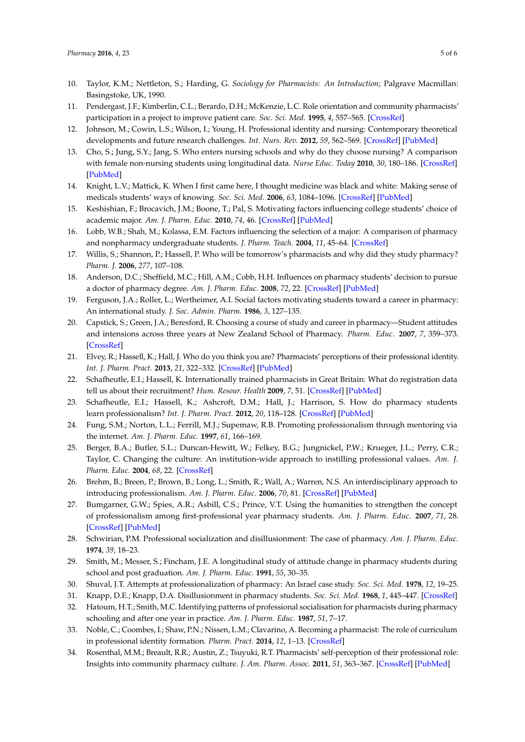10. Taylor, K.M.; Nettleton, S.; Harding, G. *Sociology for Pharmacists: An Introduction*; Palgrave Macmillan: Basingstoke, UK, 1990.
11. Pendergast, J.F.; Kimberlin, C.L.; Berardo, D.H.; McKenzie, L.C. Role orientation and community pharmacists' participation in a project to improve patient care. *Soc. Sci. Med.* **1995**, *4*, 557–565. [CrossRef]
12. Johnson, M.; Cowin, L.S.; Wilson, I.; Young, H. Professional identity and nursing: Contemporary theoretical developments and future research challenges. *Int. Nurs. Rev.* **2012**, *59*, 562–569. [CrossRef] [PubMed]
13. Cho, S.; Jung, S.Y.; Jang, S. Who enters nursing schools and why do they choose nursing? A comparison with female non-nursing students using longitudinal data. *Nurse Educ. Today* **2010**, *30*, 180–186. [CrossRef] [PubMed]
14. Knight, L.V.; Mattick, K. When I first came here, I thought medicine was black and white: Making sense of medicals students' ways of knowing. *Soc. Sci. Med.* **2006**, *63*, 1084–1096. [CrossRef] [PubMed]
15. Keshishian, F.; Brocavich, J.M.; Boone, T.; Pal, S. Motivating factors influencing college students' choice of academic major. *Am. J. Pharm. Educ.* **2010**, *74*, 46. [CrossRef] [PubMed]
16. Lobb, W.B.; Shah, M.; Kolassa, E.M. Factors influencing the selection of a major: A comparison of pharmacy and nonpharmacy undergraduate students. *J. Pharm. Teach.* **2004**, *11*, 45–64. [CrossRef]
17. Willis, S.; Shannon, P.; Hassell, P. Who will be tomorrow's pharmacists and why did they study pharmacy? *Pharm. J.* **2006**, *277*, 107–108.
18. Anderson, D.C.; Sheffield, M.C.; Hill, A.M.; Cobb, H.H. Influences on pharmacy students' decision to pursue a doctor of pharmacy degree. *Am. J. Pharm. Educ.* **2008**, *72*, 22. [CrossRef] [PubMed]
19. Ferguson, J.A.; Roller, L.; Wertheimer, A.I. Social factors motivating students toward a career in pharmacy: An international study. *J. Soc. Admin. Pharm.* **1986**, *3*, 127–135.
20. Capstick, S.; Green, J.A.; Beresford, R. Choosing a course of study and career in pharmacy—Student attitudes and intensions across three years at New Zealand School of Pharmacy. *Pharm. Educ.* **2007**, *7*, 359–373. [CrossRef]
21. Elvey, R.; Hassell, K.; Hall, J. Who do you think you are? Pharmacists' perceptions of their professional identity. *Int. J. Pharm. Pract.* **2013**, *21*, 322–332. [CrossRef] [PubMed]
22. Schafheutle, E.I.; Hassell, K. Internationally trained pharmacists in Great Britain: What do registration data tell us about their recruitment? *Hum. Resour. Health* **2009**, *7*, 51. [CrossRef] [PubMed]
23. Schafheutle, E.I.; Hassell, K.; Ashcroft, D.M.; Hall, J.; Harrison, S. How do pharmacy students learn professionalism? *Int. J. Pharm. Pract.* **2012**, *20*, 118–128. [CrossRef] [PubMed]
24. Fung, S.M.; Norton, L.L.; Ferrill, M.J.; Supemaw, R.B. Promoting professionalism through mentoring via the internet. *Am. J. Pharm. Educ.* **1997**, *61*, 166–169.
25. Berger, B.A.; Butler, S.L.; Duncan-Hewitt, W.; Felkey, B.G.; Jungnickel, P.W.; Krueger, J.L.; Perry, C.R.; Taylor, C. Changing the culture: An institution-wide approach to instilling professional values. *Am. J. Pharm. Educ.* **2004**, *68*, 22. [CrossRef]
26. Brehm, B.; Breen, P.; Brown, B.; Long, L.; Smith, R.; Wall, A.; Warren, N.S. An interdisciplinary approach to introducing professionalism. *Am. J. Pharm. Educ.* **2006**, *70*, 81. [CrossRef] [PubMed]
27. Bumgarner, G.W.; Spies, A.R.; Asbill, C.S.; Prince, V.T. Using the humanities to strengthen the concept of professionalism among first-professional year pharmacy students. *Am. J. Pharm. Educ.* **2007**, *71*, 28. [CrossRef] [PubMed]
28. Schwirian, P.M. Professional socialization and disillusionment: The case of pharmacy. *Am. J. Pharm. Educ.* **1974**, *39*, 18–23.
29. Smith, M.; Messer, S.; Fincham, J.E. A longitudinal study of attitude change in pharmacy students during school and post graduation. *Am. J. Pharm. Educ.* **1991**, *55*, 30–35.
30. Shuval, J.T. Attempts at professionalization of pharmacy: An Israel case study. *Soc. Sci. Med.* **1978**, *12*, 19–25.
31. Knapp, D.E.; Knapp, D.A. Disillusionment in pharmacy students. *Soc. Sci. Med.* **1968**, *1*, 445–447. [CrossRef]
32. Hatoum, H.T.; Smith, M.C. Identifying patterns of professional socialisation for pharmacists during pharmacy schooling and after one year in practice. *Am. J. Pharm. Educ.* **1987**, *51*, 7–17.
33. Noble, C.; Coombes, I.; Shaw, P.N.; Nissen, L.M.; Clavarino, A. Becoming a pharmacist: The role of curriculum in professional identity formation. *Pharm. Pract.* **2014**, *12*, 1–13. [CrossRef]
34. Rosenthal, M.M.; Breault, R.R.; Austin, Z.; Tsuyuki, R.T. Pharmacists' self-perception of their professional role: Insights into community pharmacy culture. *J. Am. Pharm. Assoc.* **2011**, *51*, 363–367. [CrossRef] [PubMed]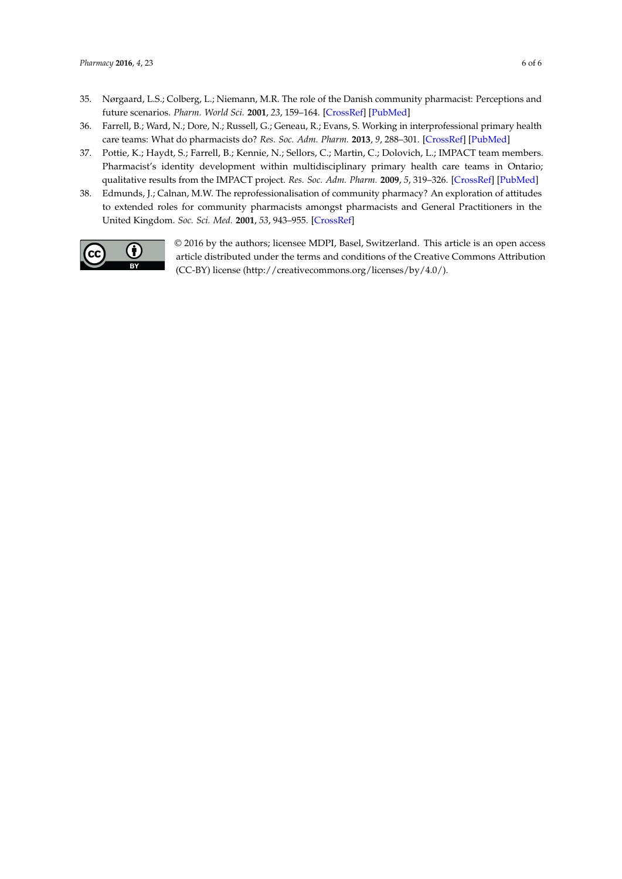35. Nørgaard, L.S.; Colberg, L.; Niemann, M.R. The role of the Danish community pharmacist: Perceptions and future scenarios. *Pharm. World Sci.* **2001**, *23*, 159–164. [CrossRef] [PubMed]
36. Farrell, B.; Ward, N.; Dore, N.; Russell, G.; Geneau, R.; Evans, S. Working in interprofessional primary health care teams: What do pharmacists do? *Res. Soc. Adm. Pharm.* **2013**, *9*, 288–301. [CrossRef] [PubMed]
37. Pottie, K.; Haydt, S.; Farrell, B.; Kennie, N.; Sellors, C.; Martin, C.; Dolovich, L.; IMPACT team members. Pharmacist's identity development within multidisciplinary primary health care teams in Ontario; qualitative results from the IMPACT project. *Res. Soc. Adm. Pharm.* **2009**, *5*, 319–326. [CrossRef] [PubMed]
38. Edmunds, J.; Calnan, M.W. The reprofessionalisation of community pharmacy? An exploration of attitudes to extended roles for community pharmacists amongst pharmacists and General Practitioners in the United Kingdom. *Soc. Sci. Med.* **2001**, *53*, 943–955. [CrossRef]

© 2016 by the authors; licensee MDPI, Basel, Switzerland. This article is an open access article distributed under the terms and conditions of the Creative Commons Attribution (CC-BY) license (http://creativecommons.org/licenses/by/4.0/).